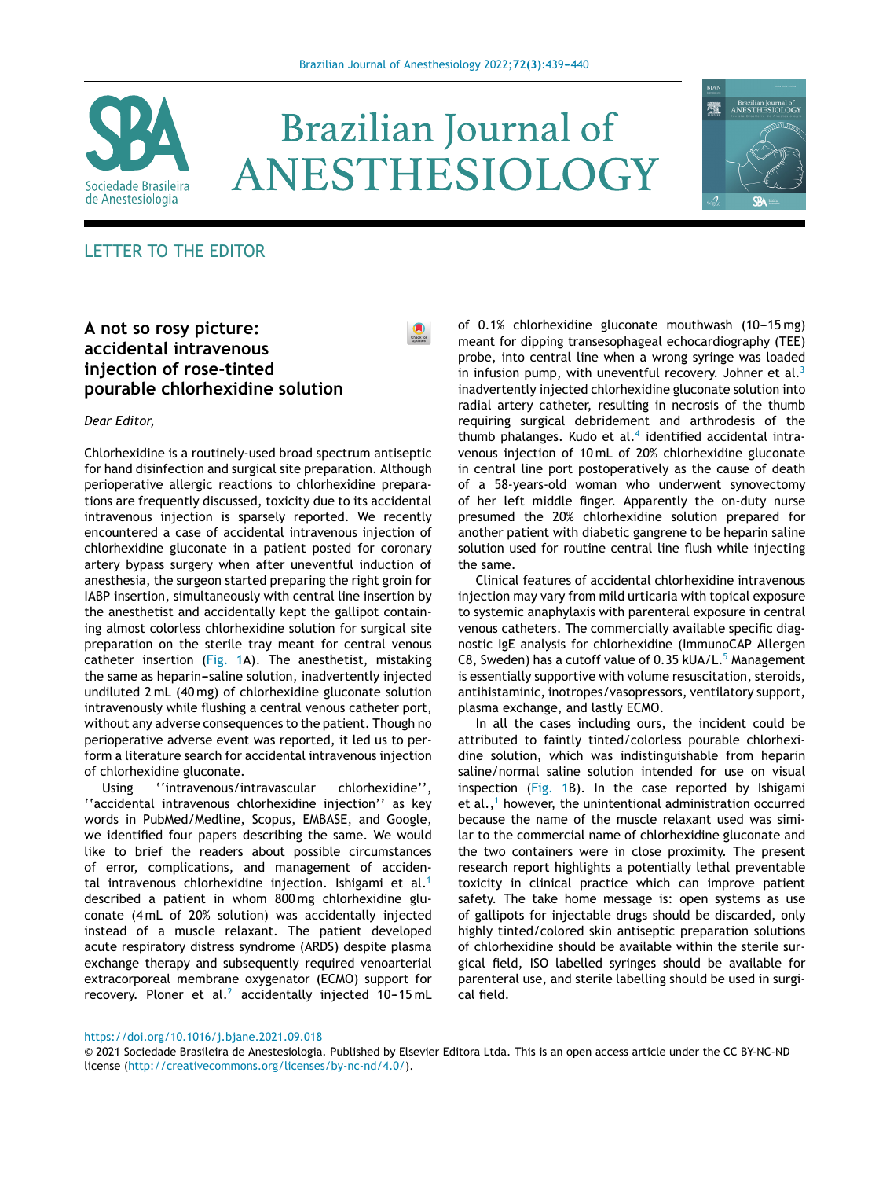LETTER TO THE EDITOR

# A not so rosy picture: accidental intravenous injection of rose-tinted pourable chlorhexidine solution

*Dear Editor,*

Chlorhexidine is a routinely-used broad spectrum antiseptic for hand disinfection and surgical site preparation. Although perioperative allergic reactions to chlorhexidine preparations are frequently discussed, toxicity due to its accidental intravenous injection is sparsely reported. We recently encountered a case of accidental intravenous injection of chlorhexidine gluconate in a patient posted for coronary artery bypass surgery when after uneventful induction of anesthesia, the surgeon started preparing the right groin for IABP insertion, simultaneously with central line insertion by the anesthetist and accidentally kept the gallipot containing almost colorless chlorhexidine solution for surgical site preparation on the sterile tray meant for central venous catheter insertion (Fig. 1A). The anesthetist, mistaking the same as heparin–saline solution, inadvertently injected undiluted 2 mL (40 mg) of chlorhexidine gluconate solution intravenously while flushing a central venous catheter port, without any adverse consequences to the patient. Though no perioperative adverse event was reported, it led us to perform a literature search for accidental intravenous injection of chlorhexidine gluconate.

Using ''intravenous/intravascular chlorhexidine'', ''accidental intravenous chlorhexidine injection'' as key words in PubMed/Medline, Scopus, EMBASE, and Google, we identified four papers describing the same. We would like to brief the readers about possible circumstances of error, complications, and management of accidental intravenous chlorhexidine injection. Ishigami et al.[1] described a patient in whom 800 mg chlorhexidine gluconate (4 mL of 20% solution) was accidentally injected instead of a muscle relaxant. The patient developed acute respiratory distress syndrome (ARDS) despite plasma exchange therapy and subsequently required venoarterial extracorporeal membrane oxygenator (ECMO) support for recovery. Ploner et al.[2] accidentally injected 10–15 mL of 0.1% chlorhexidine gluconate mouthwash (10–15 mg) meant for dipping transesophageal echocardiography (TEE) probe, into central line when a wrong syringe was loaded in infusion pump, with uneventful recovery. Johner et al.[3] inadvertently injected chlorhexidine gluconate solution into radial artery catheter, resulting in necrosis of the thumb requiring surgical debridement and arthrodesis of the thumb phalanges. Kudo et al.[4] identified accidental intravenous injection of 10 mL of 20% chlorhexidine gluconate in central line port postoperatively as the cause of death of a 58-years-old woman who underwent synovectomy of her left middle finger. Apparently the on-duty nurse presumed the 20% chlorhexidine solution prepared for another patient with diabetic gangrene to be heparin saline solution used for routine central line flush while injecting the same.

Clinical features of accidental chlorhexidine intravenous injection may vary from mild urticaria with topical exposure to systemic anaphylaxis with parenteral exposure in central venous catheters. The commercially available specific diagnostic IgE analysis for chlorhexidine (ImmunoCAP Allergen C8, Sweden) has a cutoff value of 0.35 kUA/L.[5] Management is essentially supportive with volume resuscitation, steroids, antihistaminic, inotropes/vasopressors, ventilatory support, plasma exchange, and lastly ECMO.

In all the cases including ours, the incident could be attributed to faintly tinted/colorless pourable chlorhexidine solution, which was indistinguishable from heparin saline/normal saline solution intended for use on visual inspection (Fig. 1B). In the case reported by Ishigami et al.,[1] however, the unintentional administration occurred because the name of the muscle relaxant used was similar to the commercial name of chlorhexidine gluconate and the two containers were in close proximity. The present research report highlights a potentially lethal preventable toxicity in clinical practice which can improve patient safety. The take home message is: open systems as use of gallipots for injectable drugs should be discarded, only highly tinted/colored skin antiseptic preparation solutions of chlorhexidine should be available within the sterile surgical field, ISO labelled syringes should be available for parenteral use, and sterile labelling should be used in surgical field.

https://doi.org/10.1016/j.bjane.2021.09.018

© 2021 Sociedade Brasileira de Anestesiologia. Published by Elsevier Editora Ltda. This is an open access article under the CC BY-NC-ND license (http://creativecommons.org/licenses/by-nc-nd/4.0/).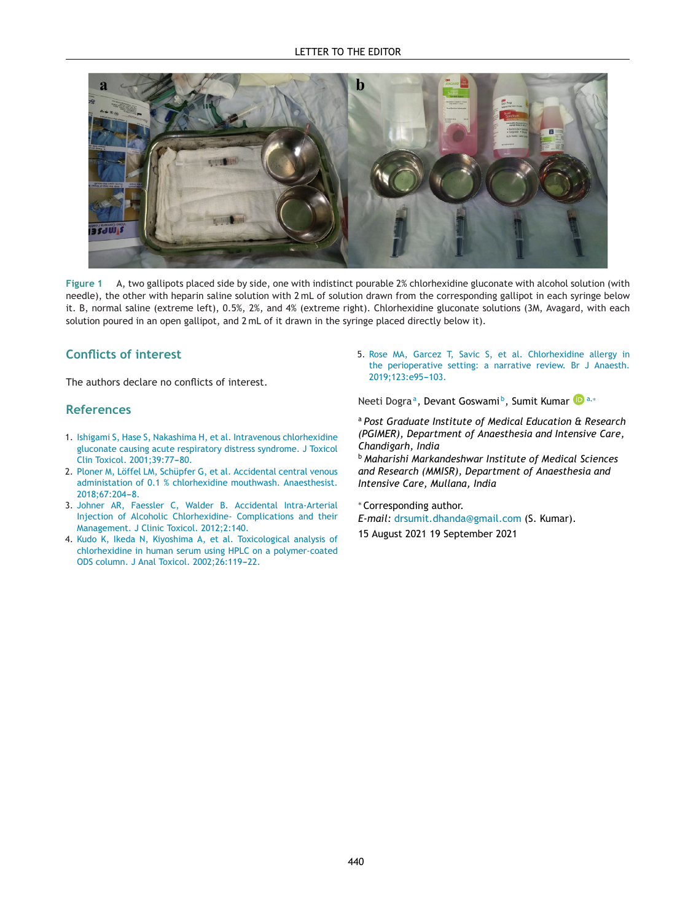Figure 1 A, two gallipots placed side by side, one with indistinct pourable 2% chlorhexidine gluconate with alcohol solution (with needle), the other with heparin saline solution with 2 mL of solution drawn from the corresponding gallipot in each syringe below it. B, normal saline (extreme left), 0.5%, 2%, and 4% (extreme right). Chlorhexidine gluconate solutions (3M, Avagard, with each solution poured in an open gallipot, and 2 mL of it drawn in the syringe placed directly below it).

## Conflicts of interest

The authors declare no conflicts of interest.

## References

1. Ishigami S, Hase S, Nakashima H, et al. Intravenous chlorhexidine gluconate causing acute respiratory distress syndrome. J Toxicol Clin Toxicol. 2001;39:77–80.
2. Ploner M, Löffel LM, Schüpfer G, et al. Accidental central venous administration of 0.1 % chlorhexidine mouthwash. Anaesthesist. 2018;67:204–8.
3. Johner AR, Faessler C, Walder B. Accidental Intra-Arterial Injection of Alcoholic Chlorhexidine- Complications and their Management. J Clinic Toxicol. 2012;2:140.
4. Kudo K, Ikeda N, Kiyoshima A, et al. Toxicological analysis of chlorhexidine in human serum using HPLC on a polymer-coated ODS column. J Anal Toxicol. 2002;26:119–22.
5. Rose MA, Garcez T, Savic S, et al. Chlorhexidine allergy in the perioperative setting: a narrative review. Br J Anaesth. 2019;123:e95–103.

Neeti Dogra[a], Devant Goswami[b], Sumit Kumar[a,*]

[a] *Post Graduate Institute of Medical Education & Research (PGIMER), Department of Anaesthesia and Intensive Care, Chandigarh, India*

[b] *Maharishi Markandeshwar Institute of Medical Sciences and Research (MMISR), Department of Anaesthesia and Intensive Care, Mullana, India*

[*] Corresponding author.

*E-mail:* drsumit.dhanda@gmail.com (S. Kumar).

15 August 2021 19 September 2021